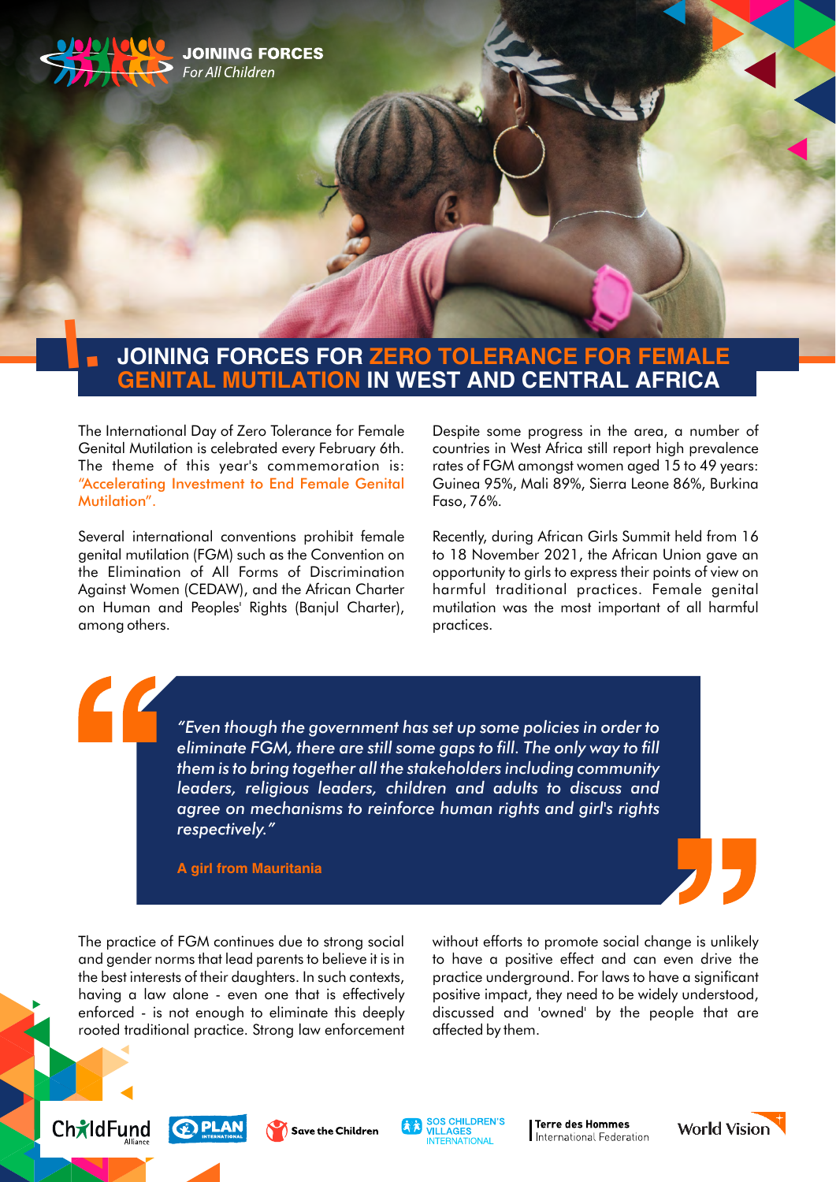JOINING FORCES
*For All Children*

# JOINING FORCES FOR ZERO TOLERANCE FOR FEMALE GENITAL MUTILATION IN WEST AND CENTRAL AFRICA

The International Day of Zero Tolerance for Female Genital Mutilation is celebrated every February 6th. The theme of this year's commemoration is: "Accelerating Investment to End Female Genital Mutilation".

Several international conventions prohibit female genital mutilation (FGM) such as the Convention on the Elimination of All Forms of Discrimination Against Women (CEDAW), and the African Charter on Human and Peoples' Rights (Banjul Charter), among others.

Despite some progress in the area, a number of countries in West Africa still report high prevalence rates of FGM amongst women aged 15 to 49 years: Guinea 95%, Mali 89%, Sierra Leone 86%, Burkina Faso, 76%.

Recently, during African Girls Summit held from 16 to 18 November 2021, the African Union gave an opportunity to girls to express their points of view on harmful traditional practices. Female genital mutilation was the most important of all harmful practices.

> *"Even though the government has set up some policies in order to eliminate FGM, there are still some gaps to fill. The only way to fill them is to bring together all the stakeholders including community leaders, religious leaders, children and adults to discuss and agree on mechanisms to reinforce human rights and girl's rights respectively."*
>
> **A girl from Mauritania**

The practice of FGM continues due to strong social and gender norms that lead parents to believe it is in the best interests of their daughters. In such contexts, having a law alone - even one that is effectively enforced - is not enough to eliminate this deeply rooted traditional practice. Strong law enforcement without efforts to promote social change is unlikely to have a positive effect and can even drive the practice underground. For laws to have a significant positive impact, they need to be widely understood, discussed and 'owned' by the people that are affected by them.

ChildFund Alliance | PLAN International | Save the Children | SOS Children's Villages International | Terre des Hommes International Federation | World Vision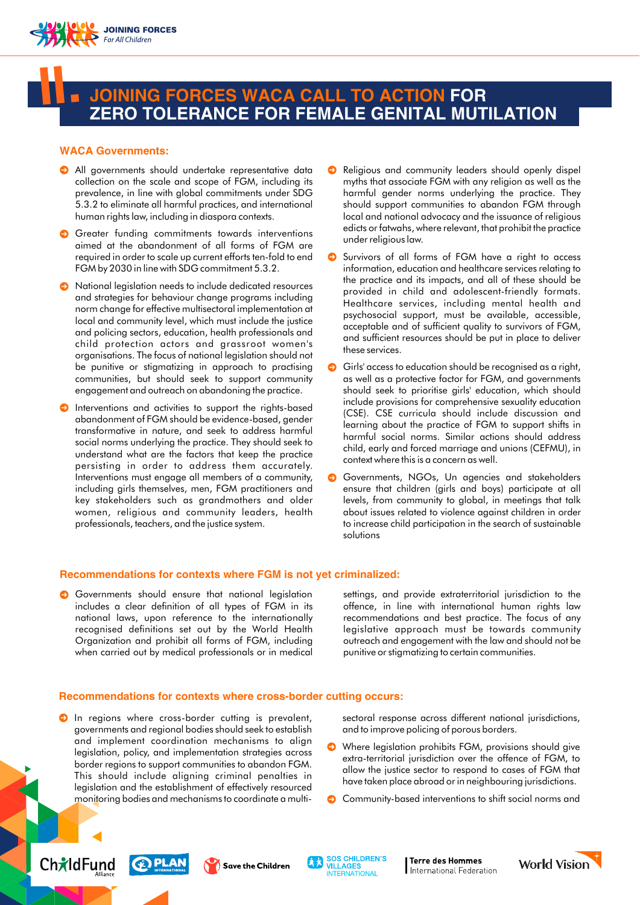# II. JOINING FORCES WACA CALL TO ACTION FOR ZERO TOLERANCE FOR FEMALE GENITAL MUTILATION

### WACA Governments:

- All governments should undertake representative data collection on the scale and scope of FGM, including its prevalence, in line with global commitments under SDG 5.3.2 to eliminate all harmful practices, and international human rights law, including in diaspora contexts.
- Greater funding commitments towards interventions aimed at the abandonment of all forms of FGM are required in order to scale up current efforts ten-fold to end FGM by 2030 in line with SDG commitment 5.3.2.
- National legislation needs to include dedicated resources and strategies for behaviour change programs including norm change for effective multisectoral implementation at local and community level, which must include the justice and policing sectors, education, health professionals and child protection actors and grassroot women's organisations. The focus of national legislation should not be punitive or stigmatizing in approach to practising communities, but should seek to support community engagement and outreach on abandoning the practice.
- Interventions and activities to support the rights-based abandonment of FGM should be evidence-based, gender transformative in nature, and seek to address harmful social norms underlying the practice. They should seek to understand what are the factors that keep the practice persisting in order to address them accurately. Interventions must engage all members of a community, including girls themselves, men, FGM practitioners and key stakeholders such as grandmothers and older women, religious and community leaders, health professionals, teachers, and the justice system.
- Religious and community leaders should openly dispel myths that associate FGM with any religion as well as the harmful gender norms underlying the practice. They should support communities to abandon FGM through local and national advocacy and the issuance of religious edicts or fatwahs, where relevant, that prohibit the practice under religious law.
- Survivors of all forms of FGM have a right to access information, education and healthcare services relating to the practice and its impacts, and all of these should be provided in child and adolescent-friendly formats. Healthcare services, including mental health and psychosocial support, must be available, accessible, acceptable and of sufficient quality to survivors of FGM, and sufficient resources should be put in place to deliver these services.
- Girls' access to education should be recognised as a right, as well as a protective factor for FGM, and governments should seek to prioritise girls' education, which should include provisions for comprehensive sexuality education (CSE). CSE curricula should include discussion and learning about the practice of FGM to support shifts in harmful social norms. Similar actions should address child, early and forced marriage and unions (CEFMU), in context where this is a concern as well.
- Governments, NGOs, Un agencies and stakeholders ensure that children (girls and boys) participate at all levels, from community to global, in meetings that talk about issues related to violence against children in order to increase child participation in the search of sustainable solutions

### Recommendations for contexts where FGM is not yet criminalized:

- Governments should ensure that national legislation includes a clear definition of all types of FGM in its national laws, upon reference to the internationally recognised definitions set out by the World Health Organization and prohibit all forms of FGM, including when carried out by medical professionals or in medical settings, and provide extraterritorial jurisdiction to the offence, in line with international human rights law recommendations and best practice. The focus of any legislative approach must be towards community outreach and engagement with the law and should not be punitive or stigmatizing to certain communities.

### Recommendations for contexts where cross-border cutting occurs:

- In regions where cross-border cutting is prevalent, governments and regional bodies should seek to establish and implement coordination mechanisms to align legislation, policy, and implementation strategies across border regions to support communities to abandon FGM. This should include aligning criminal penalties in legislation and the establishment of effectively resourced monitoring bodies and mechanisms to coordinate a multi-sectoral response across different national jurisdictions, and to improve policing of porous borders.
- Where legislation prohibits FGM, provisions should give extra-territorial jurisdiction over the offence of FGM, to allow the justice sector to respond to cases of FGM that have taken place abroad or in neighbouring jurisdictions.
- Community-based interventions to shift social norms and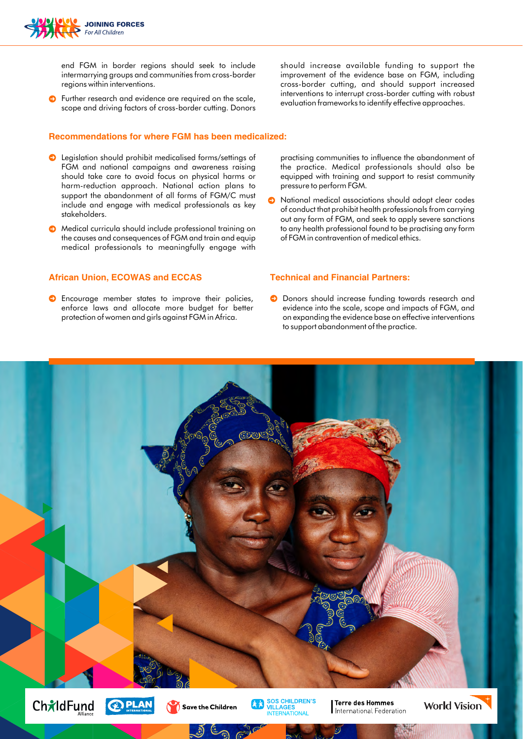end FGM in border regions should seek to include intermarrying groups and communities from cross-border regions within interventions.

- Further research and evidence are required on the scale, scope and driving factors of cross-border cutting. Donors should increase available funding to support the improvement of the evidence base on FGM, including cross-border cutting, and should support increased interventions to interrupt cross-border cutting with robust evaluation frameworks to identify effective approaches.

### Recommendations for where FGM has been medicalized:

- Legislation should prohibit medicalised forms/settings of FGM and national campaigns and awareness raising should take care to avoid focus on physical harms or harm-reduction approach. National action plans to support the abandonment of all forms of FGM/C must include and engage with medical professionals as key stakeholders.
- Medical curricula should include professional training on the causes and consequences of FGM and train and equip medical professionals to meaningfully engage with practising communities to influence the abandonment of the practice. Medical professionals should also be equipped with training and support to resist community pressure to perform FGM.
- National medical associations should adopt clear codes of conduct that prohibit health professionals from carrying out any form of FGM, and seek to apply severe sanctions to any health professional found to be practising any form of FGM in contravention of medical ethics.

### African Union, ECOWAS and ECCAS

- Encourage member states to improve their policies, enforce laws and allocate more budget for better protection of women and girls against FGM in Africa.

### Technical and Financial Partners:

- Donors should increase funding towards research and evidence into the scale, scope and impacts of FGM, and on expanding the evidence base on effective interventions to support abandonment of the practice.